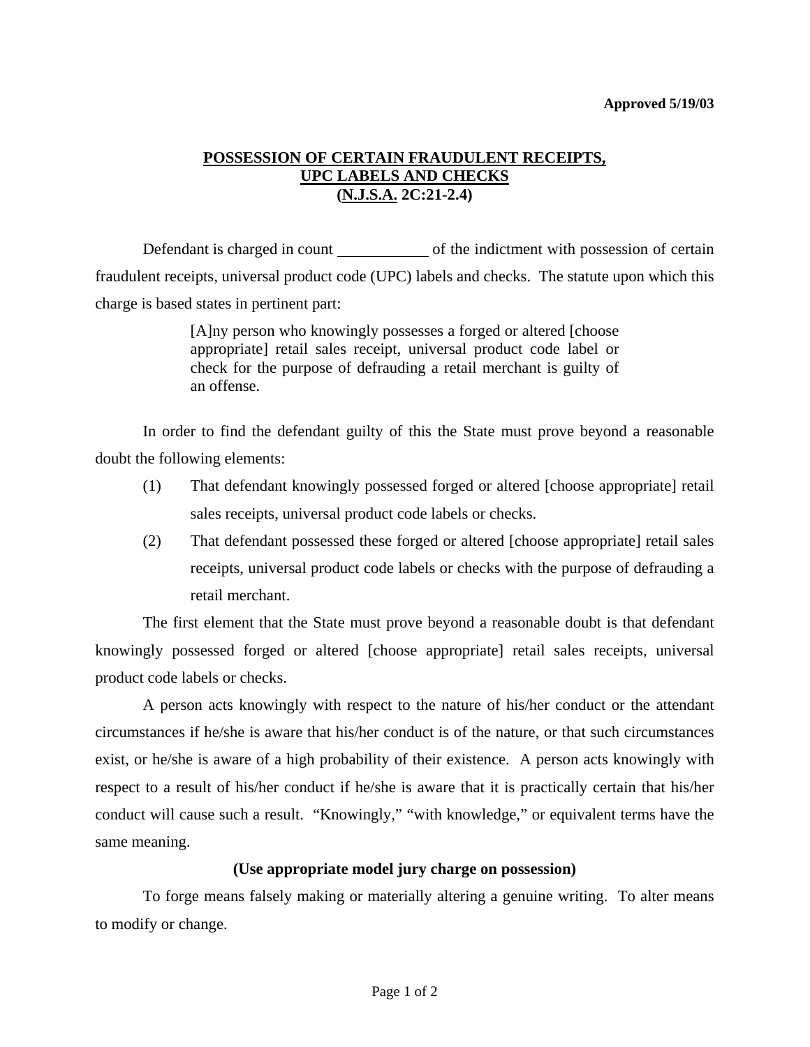Approved 5/19/03

# POSSESSION OF CERTAIN FRAUDULENT RECEIPTS, UPC LABELS AND CHECKS (N.J.S.A. 2C:21-2.4)

Defendant is charged in count ____________ of the indictment with possession of certain fraudulent receipts, universal product code (UPC) labels and checks. The statute upon which this charge is based states in pertinent part:

> [A]ny person who knowingly possesses a forged or altered [choose appropriate] retail sales receipt, universal product code label or check for the purpose of defrauding a retail merchant is guilty of an offense.

In order to find the defendant guilty of this the State must prove beyond a reasonable doubt the following elements:

(1) That defendant knowingly possessed forged or altered [choose appropriate] retail sales receipts, universal product code labels or checks.

(2) That defendant possessed these forged or altered [choose appropriate] retail sales receipts, universal product code labels or checks with the purpose of defrauding a retail merchant.

The first element that the State must prove beyond a reasonable doubt is that defendant knowingly possessed forged or altered [choose appropriate] retail sales receipts, universal product code labels or checks.

A person acts knowingly with respect to the nature of his/her conduct or the attendant circumstances if he/she is aware that his/her conduct is of the nature, or that such circumstances exist, or he/she is aware of a high probability of their existence. A person acts knowingly with respect to a result of his/her conduct if he/she is aware that it is practically certain that his/her conduct will cause such a result. "Knowingly," "with knowledge," or equivalent terms have the same meaning.

**(Use appropriate model jury charge on possession)**

To forge means falsely making or materially altering a genuine writing. To alter means to modify or change.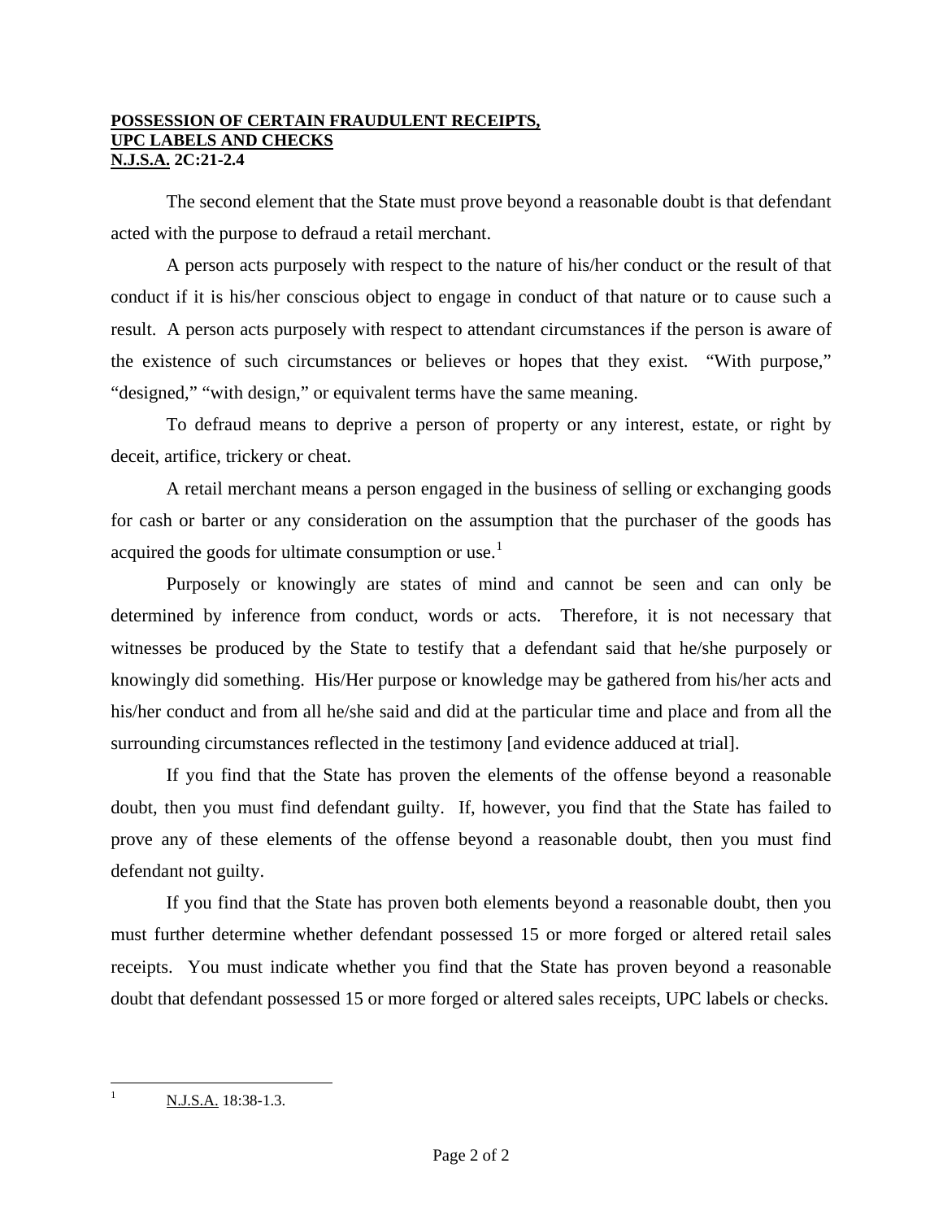**POSSESSION OF CERTAIN FRAUDULENT RECEIPTS,**
**UPC LABELS AND CHECKS**
**N.J.S.A. 2C:21-2.4**

The second element that the State must prove beyond a reasonable doubt is that defendant acted with the purpose to defraud a retail merchant.

A person acts purposely with respect to the nature of his/her conduct or the result of that conduct if it is his/her conscious object to engage in conduct of that nature or to cause such a result. A person acts purposely with respect to attendant circumstances if the person is aware of the existence of such circumstances or believes or hopes that they exist. "With purpose," "designed," "with design," or equivalent terms have the same meaning.

To defraud means to deprive a person of property or any interest, estate, or right by deceit, artifice, trickery or cheat.

A retail merchant means a person engaged in the business of selling or exchanging goods for cash or barter or any consideration on the assumption that the purchaser of the goods has acquired the goods for ultimate consumption or use.[1]

Purposely or knowingly are states of mind and cannot be seen and can only be determined by inference from conduct, words or acts. Therefore, it is not necessary that witnesses be produced by the State to testify that a defendant said that he/she purposely or knowingly did something. His/Her purpose or knowledge may be gathered from his/her acts and his/her conduct and from all he/she said and did at the particular time and place and from all the surrounding circumstances reflected in the testimony [and evidence adduced at trial].

If you find that the State has proven the elements of the offense beyond a reasonable doubt, then you must find defendant guilty. If, however, you find that the State has failed to prove any of these elements of the offense beyond a reasonable doubt, then you must find defendant not guilty.

If you find that the State has proven both elements beyond a reasonable doubt, then you must further determine whether defendant possessed 15 or more forged or altered retail sales receipts. You must indicate whether you find that the State has proven beyond a reasonable doubt that defendant possessed 15 or more forged or altered sales receipts, UPC labels or checks.

---

[1] N.J.S.A. 18:38-1.3.